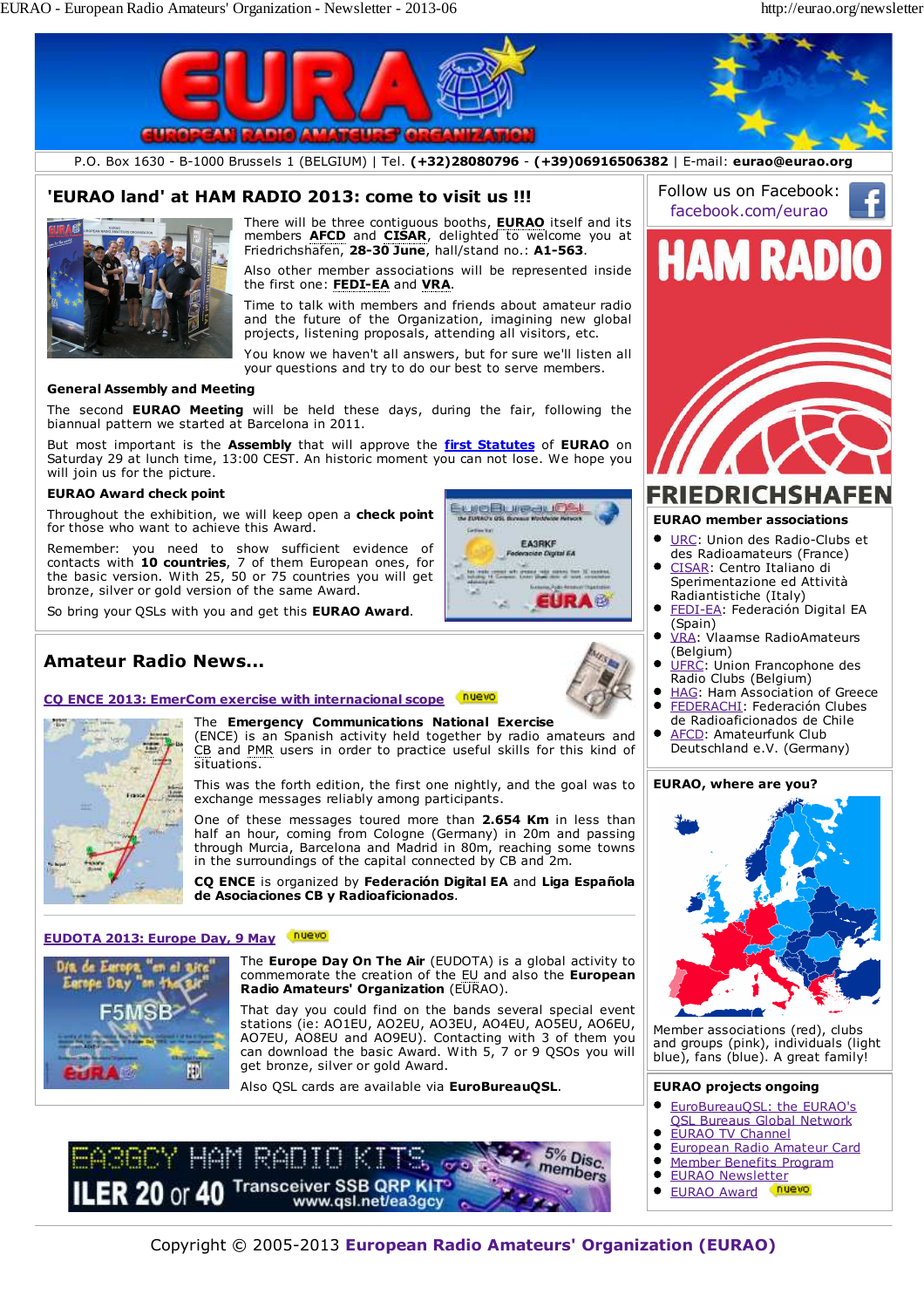# EURAO - European Radio Amateurs' Organization

P.O. Box 1630 - B-1000 Brussels 1 (BELGIUM) | Tel. **(+32)28080796** - **(+39)06916506382** | E-mail: **eurao@eurao.org**

## 'EURAO land' at HAM RADIO 2013: come to visit us !!!

There will be three contiguous booths, **EURAO** itself and its members **AFCD** and **CISAR**, delighted to welcome you at Friedrichshafen, **28-30 June**, hall/stand no.: **A1-563**.

Also other member associations will be represented inside the first one: **FEDI-EA** and **VRA**.

Time to talk with members and friends about amateur radio and the future of the Organization, imagining new global projects, listening proposals, attending all visitors, etc.

You know we haven't all answers, but for sure we'll listen all your questions and try to do our best to serve members.

### General Assembly and Meeting

The second **EURAO Meeting** will be held these days, during the fair, following the biannual pattern we started at Barcelona in 2011.

But most important is the **Assembly** that will approve the **first Statutes** of **EURAO** on Saturday 29 at lunch time, 13:00 CEST. An historic moment you can not lose. We hope you will join us for the picture.

### EURAO Award check point

Throughout the exhibition, we will keep open a **check point** for those who want to achieve this Award.

Remember: you need to show sufficient evidence of contacts with **10 countries**, 7 of them European ones, for the basic version. With 25, 50 or 75 countries you will get bronze, silver or gold version of the same Award.

So bring your QSLs with you and get this **EURAO Award**.

## Amateur Radio News...

### CQ ENCE 2013: EmerCom exercise with internacional scope (nuevo)

The **Emergency Communications National Exercise** (ENCE) is an Spanish activity held together by radio amateurs and CB and PMR users in order to practice useful skills for this kind of situations.

This was the forth edition, the first one nightly, and the goal was to exchange messages reliably among participants.

One of these messages toured more than **2.654 Km** in less than half an hour, coming from Cologne (Germany) in 20m and passing through Murcia, Barcelona and Madrid in 80m, reaching some towns in the surroundings of the capital connected by CB and 2m.

**CQ ENCE** is organized by **Federación Digital EA** and **Liga Española de Asociaciones CB y Radioaficionados**.

### EUDOTA 2013: Europe Day, 9 May (nuevo)

The **Europe Day On The Air** (EUDOTA) is a global activity to commemorate the creation of the EU and also the **European Radio Amateurs' Organization** (EURAO).

That day you could find on the bands several special event stations (ie: AO1EU, AO2EU, AO3EU, AO4EU, AO5EU, AO6EU, AO7EU, AO8EU and AO9EU). Contacting with 3 of them you can download the basic Award. With 5, 7 or 9 QSOs you will get bronze, silver or gold Award.

Also QSL cards are available via **EuroBureauQSL**.

EA3GCY HAM RADIO KITS — ILER 20 or 40 Transceiver SSB QRP KIT — 5% Disc. members — www.qsl.net/ea3gcy

---

Follow us on Facebook: facebook.com/eurao

HAM RADIO FRIEDRICHSHAFEN

### EURAO member associations

- URC: Union des Radio-Clubs et des Radioamateurs (France)
- CISAR: Centro Italiano di Sperimentazione ed Attività Radiantistiche (Italy)
- FEDI-EA: Federación Digital EA (Spain)
- VRA: Vlaamse RadioAmateurs (Belgium)
- UFRC: Union Francophone des Radio Clubs (Belgium)
- HAG: Ham Association of Greece
- FEDERACHI: Federación Clubes de Radioaficionados de Chile
- AFCD: Amateurfunk Club Deutschland e.V. (Germany)

### EURAO, where are you?

Member associations (red), clubs and groups (pink), individuals (light blue), fans (blue). A great family!

### EURAO projects ongoing

- EuroBureauQSL: the EURAO's QSL Bureaus Global Network
- EURAO TV Channel
- European Radio Amateur Card
- Member Benefits Program
- EURAO Newsletter
- EURAO Award (nuevo)

Copyright © 2005-2013 **European Radio Amateurs' Organization (EURAO)**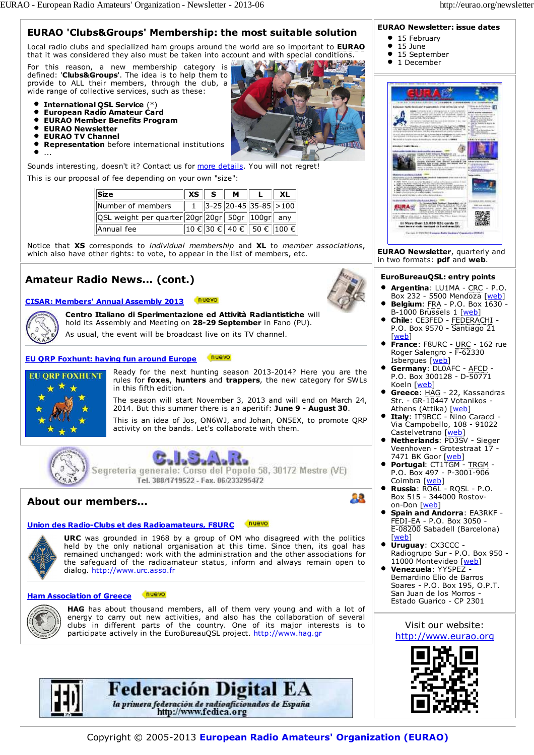## EURAO 'Clubs&Groups' Membership: the most suitable solution

Local radio clubs and specialized ham groups around the world are so important to **EURAO** that it was considered they also must be taken into account and with special conditions.

For this reason, a new membership category is defined: '**Clubs&Groups**'. The idea is to help them to provide to ALL their members, through the club, a wide range of collective services, such as these:

- **International QSL Service** (*)
- **European Radio Amateur Card**
- **EURAO Member Benefits Program**
- **EURAO Newsletter**
- **EURAO TV Channel**
- **Representation** before international institutions
- ...

Sounds interesting, doesn't it? Contact us for more details. You will not regret!

This is our proposal of fee depending on your own "size":

| Size | XS | S | M | L | XL |
|---|---|---|---|---|---|
| Number of members | 1 | 3-25 | 20-45 | 35-85 | >100 |
| QSL weight per quarter | 20gr | 20gr | 50gr | 100gr | any |
| Annual fee | 10 € | 30 € | 40 € | 50 € | 100 € |

Notice that **XS** corresponds to *individual membership* and **XL** to *member associations*, which also have other rights: to vote, to appear in the list of members, etc.

## EURAO Newsletter: issue dates

- 15 February
- 15 June
- 15 September
- 1 December

**EURAO Newsletter**, quarterly and in two formats: **pdf** and **web**.

## Amateur Radio News... (cont.)

### CISAR: Members' Annual Assembly 2013

nuevo

**Centro Italiano di Sperimentazione ed Attività Radiantistiche** will hold its Assembly and Meeting on **28-29 September** in Fano (PU).

As usual, the event will be broadcast live on its TV channel.

### EU QRP Foxhunt: having fun around Europe

nuevo

Ready for the next hunting season 2013-2014? Here you are the rules for **foxes**, **hunters** and **trappers**, the new category for SWLs in this fifth edition.

The season will start November 3, 2013 and will end on March 24, 2014. But this summer there is an aperitif: **June 9 - August 30**.

This is an idea of Jos, ON6WJ, and Johan, ON5EX, to promote QRP activity on the bands. Let's collaborate with them.

C.I.S.A.R.
Segreteria generale: Corso del Popolo 58, 30172 Mestre (VE)
Tel. 388/1719522 - Fax. 06/233295472

## About our members...

### Union des Radio-Clubs et des Radioamateurs, F8URC

nuevo

**URC** was grounded in 1968 by a group of OM who disagreed with the politics held by the only national organisation at this time. Since then, its goal has remained unchanged: work with the administration and the other associations for the safeguard of the radioamateur status, inform and always remain open to dialog. http://www.urc.asso.fr

### Ham Association of Greece

nuevo

**HAG** has about thousand members, all of them very young and with a lot of energy to carry out new activities, and also has the collaboration of several clubs in different parts of the country. One of its major interests is to participate actively in the EuroBureauQSL project. http://www.hag.gr

## EuroBureauQSL: entry points

- **Argentina**: LU1MA - CRC - P.O. Box 232 - 5500 Mendoza [web]
- **Belgium**: FRA - P.O. Box 1630 - B-1000 Brussels 1 [web]
- **Chile**: CE3FED - FEDERACHI - P.O. Box 9570 - Santiago 21 [web]
- **France**: F8URC - URC - 162 rue Roger Salengro - F-62330 Isbergues [web]
- **Germany**: DL0AFC - AFCD - P.O. Box 300128 - D-50771 Koeln [web]
- **Greece**: HAG - 22, Kassandras Str. - GR-10447 Votanikos - Athens (Attika) [web]
- **Italy**: IT9BCC - Nino Caracci - Via Campobello, 108 - 91022 Castelvetrano [web]
- **Netherlands**: PD3SV - Sieger Veenhoven - Grotestraat 17 - 7471 BK Goor [web]
- **Portugal**: CT1TGM - TRGM - P.O. Box 497 - P-3001-906 Coimbra [web]
- **Russia**: RO6L - RQSL - P.O. Box 515 - 344000 Rostov-on-Don [web]
- **Spain and Andorra**: EA3RKF - FEDI-EA - P.O. Box 3050 - E-08200 Sabadell (Barcelona) [web]
- **Uruguay**: CX3CCC - Radiogrupo Sur - P.O. Box 950 - 11000 Montevideo [web]
- **Venezuela**: YY5PEZ - Bernardino Elio de Barros Soares - P.O. Box 195, O.P.T. San Juan de los Morros - Estado Guarico - CP 2301

Visit our website:
http://www.eurao.org

Federación Digital EA
*la primera federación de radioaficionados de España*
http://www.fediea.org

Copyright © 2005-2013 **European Radio Amateurs' Organization (EURAO)**